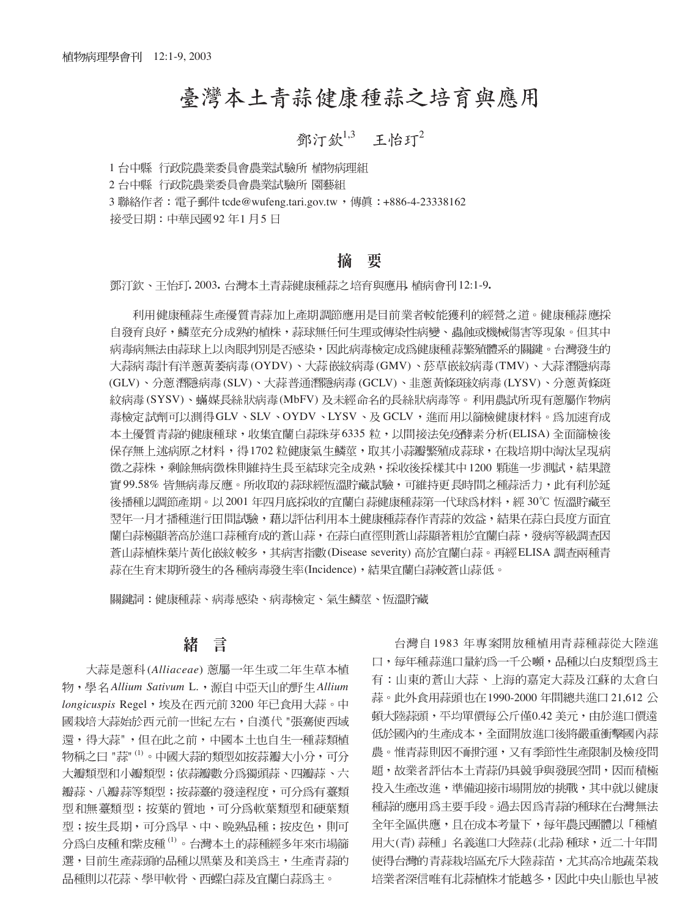# 臺灣本土青蒜健康種蒜之培育與應用

鄧汀欽[1,3] 王怡玎[2]

1 台中縣 行政院農業委員會農業試驗所 植物病理組

2 台中縣 行政院農業委員會農業試驗所 園藝組

3 聯絡作者：電子郵件 tcde@wufeng.tari.gov.tw，傳眞：+886-4-23338162

接受日期：中華民國92年1月5日

## 摘 要

鄧汀欽、王怡玎. 2003. 台灣本土青蒜健康種蒜之培育與應用. 植病會刊 12:1-9.

利用健康種蒜生產優質青蒜加上產期調節應用是目前業者較能獲利的經營之道。健康種蒜應採自發育良好，鱗莖充分成熟的植株，蒜球無任何生理或傳染性病變、蟲蝕或機械傷害等現象。但其中病毒病無法由蒜球上以肉眼判別是否感染，因此病毒檢定成爲健康種蒜繁殖體系的關鍵。台灣發生的大蒜病毒計有洋蔥黃萎病毒(OYDV)、大蒜嵌紋病毒(GMV)、菸草嵌紋病毒(TMV)、大蒜潛隱病毒(GLV)、分蔥潛隱病毒(SLV)、大蒜普通潛隱病毒(GCLV)、韭蔥黃條斑紋病毒(LYSV)、分蔥黃條斑紋病毒(SYSV)、蟎媒長絲狀病毒(MbFV)及未經命名的長絲狀病毒等。利用農試所現有蔥屬作物病毒檢定試劑可以測得GLV、SLV、OYDV、LYSV、及GCLV，進而用以篩檢健康材料。爲加速育成本土優質青蒜的健康種球，收集宜蘭白蒜珠芽6335粒，以間接法免疫酵素分析(ELISA)全面篩檢後保存無上述病原之材料，得1702粒健康氣生鱗莖，取其小蒜瓣繁殖成蒜球，在栽培期中淘汰呈現病徵之蒜株，剩餘無病徵株則維持生長至結球完全成熟，採收後採樣其中1200顆進一步測試，結果證實99.58% 皆無病毒反應。所收取的蒜球經恆溫貯藏試驗，可維持更長時間之種蒜活力，此有利於延後播種以調節產期。以2001年四月底採收的宜蘭白蒜健康種蒜第一代球爲材料，經30℃恆溫貯藏至翌年一月才播種進行田間試驗，藉以評估利用本土健康種蒜春作青蒜的效益，結果在蒜白長度方面宜蘭白蒜極顯著高於進口蒜種育成的蒼山蒜，在蒜白直徑則蒼山蒜顯著粗於宜蘭白蒜，發病等級調查因蒼山蒜植株葉片黃化嵌紋較多，其病害指數(Disease severity)高於宜蘭白蒜。再經ELISA調查兩種青蒜在生育末期所發生的各種病毒發生率(Incidence)，結果宜蘭白蒜較蒼山蒜低。

關鍵詞：健康種蒜、病毒感染、病毒檢定、氣生鱗莖、恆溫貯藏

## 緒 言

大蒜是蔥科(*Alliaceae*) 蔥屬一年生或二年生草本植物，學名*Allium Sativum* L.，源自中亞天山的野生*Allium longicuspis* Regel，埃及在西元前3200年已食用大蒜。中國栽培大蒜始於西元前一世紀左右，自漢代 "張騫使西域還，得大蒜"，但在此之前，中國本土也自生一種蒜類植物稱之曰 "蒜" [1]。中國大蒜的類型如按蒜瓣大小分，可分大瓣類型和小瓣類型；依蒜瓣數分爲獨頭蒜、四瓣蒜、六瓣蒜、八瓣蒜等類型；按蒜薹的發達程度，可分爲有薹類型和無薹類型；按葉的質地，可分爲軟葉類型和硬葉類型；按生長期，可分爲早、中、晚熟品種；按皮色，則可分爲白皮種和紫皮種 [1]。台灣本土的蒜種經多年來市場篩選，目前生產蒜頭的品種以黑葉及和美爲主，生產青蒜的品種則以花蒜、學甲軟骨、西螺白蒜及宜蘭白蒜爲主。

台灣自1983年專案開放種植用青蒜種蒜從大陸進口，每年種蒜進口量約爲一千公噸，品種以白皮類型爲主有：山東的蒼山大蒜、上海的嘉定大蒜及江蘇的太倉白蒜。此外食用蒜頭也在1990-2000年間總共進口21,612公頓大陸蒜頭，平均單價每公斤僅0.42美元，由於進口價遠低於國內的生產成本，全面開放進口後將嚴重衝擊國內蒜農。惟青蒜則因不耐搬運，又有季節性生產限制及檢疫問題，故業者評估本土青蒜仍具競爭與發展空間，因而積極投入生產改進，準備迎接市場開放的挑戰，其中就以健康種蒜的應用爲主要手段。過去因爲青蒜的種球在台灣無法全年全區供應，且在成本考量下，每年農民團體以「種植用大(青)蒜種」名義進口大陸蒜(北蒜)種球，近二十年間使得台灣的青蒜栽培區充斥大陸蒜苗，尤其高冷地蔬菜栽培業者深信唯有北蒜植株才能越多，因此中央山脈也早被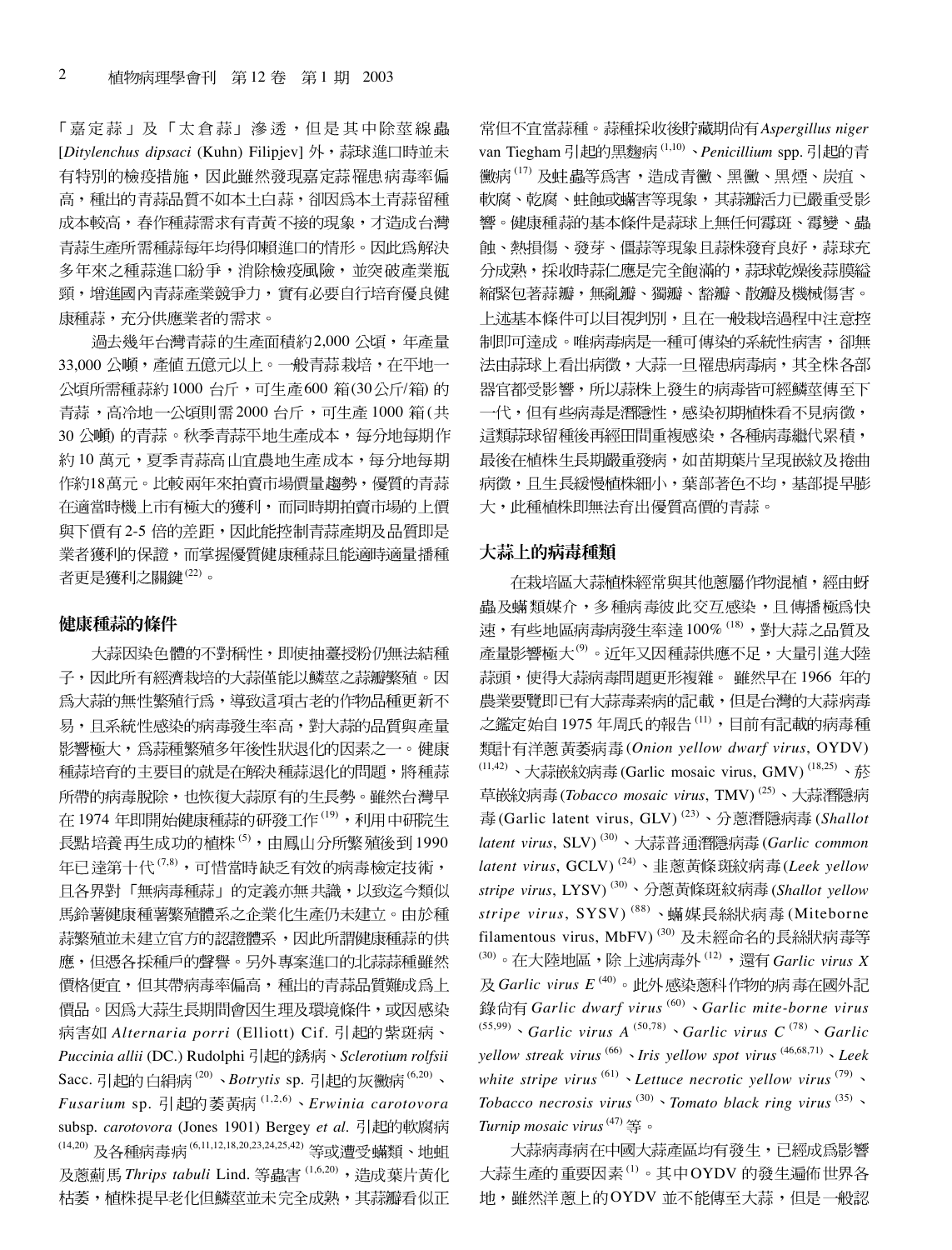「嘉定蒜」及「太倉蒜」滲透，但是其中除莖線蟲 [*Ditylenchus dipsaci* (Kuhn) Filipjev] 外，蒜球進口時並未有特別的檢疫措施，因此雖然發現嘉定蒜罹患病毒率偏高，種出的青蒜品質不如本土白蒜，卻因為本土青蒜留種成本較高，春作種蒜需求有青黃不接的現象，才造成台灣青蒜生產所需種蒜每年均得仰賴進口的情形。因此為解決多年來之種蒜進口紛爭，消除檢疫風險，並突破產業瓶頸，增進國內青蒜產業競爭力，實有必要自行培育優良健康種蒜，充分供應業者的需求。

過去幾年台灣青蒜的生產面積約2,000 公頃，年產量33,000 公噸，產值五億元以上。一般青蒜栽培，在平地一公頃所需種蒜約1000 台斤，可生產600 箱(30公斤/箱) 的青蒜，高冷地一公頃則需2000 台斤，可生產 1000 箱(共30 公噸) 的青蒜。秋季青蒜平地生產成本，每分地每期作約10 萬元，夏季青蒜高山宜農地生產成本，每分地每期作約18萬元。比較兩年來拍賣市場價量趨勢，優質的青蒜在適當時機上市有極大的獲利，而同時期拍賣市場的上價與下價有2-5 倍的差距，因此能控制青蒜產期及品質即是業者獲利的保證，而掌握優質健康種蒜且能適時適量播種者更是獲利之關鍵[22]。

## 健康種蒜的條件

大蒜因染色體的不對稱性，即使抽薹授粉仍無法結種子，因此所有經濟栽培的大蒜僅能以鱗莖之蒜瓣繁殖。因為大蒜的無性繁殖行為，導致這項古老的作物品種更新不易，且系統性感染的病毒發生率高，對大蒜的品質與產量影響極大，為蒜種繁殖多年後性狀退化的因素之一。健康種蒜培育的主要目的就是在解決種蒜退化的問題，將種蒜所帶的病毒脫除，也恢復大蒜原有的生長勢。雖然台灣早在 1974 年即開始健康種蒜的研發工作[19]，利用中研院生長點培養再生成功的植株[5]，由鳳山分所繁殖後到 1990 年已達第十代[7,8]，可惜當時缺乏有效的病毒檢定技術，且各界對「無病毒種蒜」的定義亦無共識，以致迄今類似馬鈴薯健康種薯繁殖體系之企業化生產仍未建立。由於種蒜繁殖並未建立官方的認證體系，因此所謂健康種蒜的供應，但憑各採種戶的聲譽。另外專案進口的北蒜蒜種雖然價格便宜，但其帶病毒率偏高，種出的青蒜品質難成為上價品。因為大蒜生長期間會因生理及環境條件，或因感染病害如 *Alternaria porri* (Elliott) Cif. 引起的紫斑病、*Puccinia allii* (DC.) Rudolphi 引起的銹病、*Sclerotium rolfsii* Sacc. 引起的白絹病[20]、*Botrytis* sp. 引起的灰黴病[6,20]、*Fusarium* sp. 引起的萎黃病[1,2,6]、*Erwinia carotovora* subsp. *carotovora* (Jones 1901) Bergey *et al*. 引起的軟腐病[14,20] 及各種病毒病[6,11,12,18,20,23,24,25,42] 等或遭受蟎類、地蛆及蔥薊馬 *Thrips tabuli* Lind. 等蟲害[1,6,20]，造成葉片黃化枯萎，植株提早老化但鱗莖並未完全成熟，其蒜瓣看似正常但不宜當蒜種。蒜種採收後貯藏期尚有*Aspergillus niger* van Tiegham 引起的黑麴病[1,10]、*Penicillium* spp. 引起的青黴病[17] 及蛀蟲等為害，造成青黴、黑黴、黑煙、炭疽、軟腐、乾腐、蛀蝕或蟎害等現象，其蒜瓣活力已嚴重受影響。健康種蒜的基本條件是蒜球上無任何霉斑、霉變、蟲蝕、熱損傷、發芽、僵蒜等現象且蒜株發育良好，蒜球充分成熟，採收時蒜仁應是完全飽滿的，蒜球乾燥後蒜膜縊縮緊包著蒜瓣，無亂瓣、獨瓣、豁瓣、散瓣及機械傷害。上述基本條件可以目視判別，且在一般栽培過程中注意控制即可達成。唯病毒病是一種可傳染的系統性病害，卻無法由蒜球上看出病徵，大蒜一旦罹患病毒病，其全株各部器官都受影響，所以蒜株上發生的病毒皆可經鱗莖傳至下一代，但有些病毒是潛隱性，感染初期植株看不見病徵，這類蒜球留種後再經田間重複感染，各種病毒繼代累積，最後在植株生長期嚴重發病，如苗期葉片呈現嵌紋及捲曲病徵，且生長緩慢植株細小，葉部著色不均，基部提早膨大，此種植株即無法育出優質高價的青蒜。

## 大蒜上的病毒種類

在栽培區大蒜植株經常與其他蔥屬作物混植，經由蚜蟲及蟎類媒介，多種病毒彼此交互感染，且傳播極為快速，有些地區病毒病發生率達100%[18]，對大蒜之品質及產量影響極大[9]。近年又因種蒜供應不足，大量引進大陸蒜頭，使得大蒜病毒問題更形複雜。 雖然早在 1966 年的農業要覽即已有大蒜毒素病的記載，但是台灣的大蒜病毒之鑑定始自1975 年周氏的報告[11]，目前有記載的病毒種類計有洋蔥黃萎病毒(*Onion yellow dwarf virus*, OYDV)[11,42]、大蒜嵌紋病毒(Garlic mosaic virus, GMV)[18,25]、菸草嵌紋病毒(*Tobacco mosaic virus*, TMV)[25]、大蒜潛隱病毒(Garlic latent virus, GLV)[23]、分蔥潛隱病毒(*Shallot latent virus*, SLV)[30]、大蒜普通潛隱病毒(*Garlic common latent virus*, GCLV)[24]、韭蔥黃條斑紋病毒(*Leek yellow stripe virus*, LYSV)[30]、分蔥黃條斑紋病毒(*Shallot yellow stripe virus*, SYSV)[88]、蟎媒長絲狀病毒(Miteborne filamentous virus, MbFV)[30] 及未經命名的長絲狀病毒等[30]。在大陸地區，除上述病毒外[12]，還有 *Garlic virus X* 及 *Garlic virus E*[40]。此外感染蔥科作物的病毒在國外記錄尚有 *Garlic dwarf virus*[60]、*Garlic mite-borne virus*[55,99]、*Garlic virus A*[50,78]、*Garlic virus C*[78]、*Garlic yellow streak virus*[66]、*Iris yellow spot virus*[46,68,71]、*Leek white stripe virus*[61]、*Lettuce necrotic yellow virus*[79]、*Tobacco necrosis virus*[30]、*Tomato black ring virus*[35]、*Turnip mosaic virus*[47] 等。

大蒜病毒病在中國大蒜產區均有發生，已經成為影響大蒜生產的重要因素[1]。其中OYDV 的發生遍佈世界各地，雖然洋蔥上的OYDV 並不能傳至大蒜，但是一般認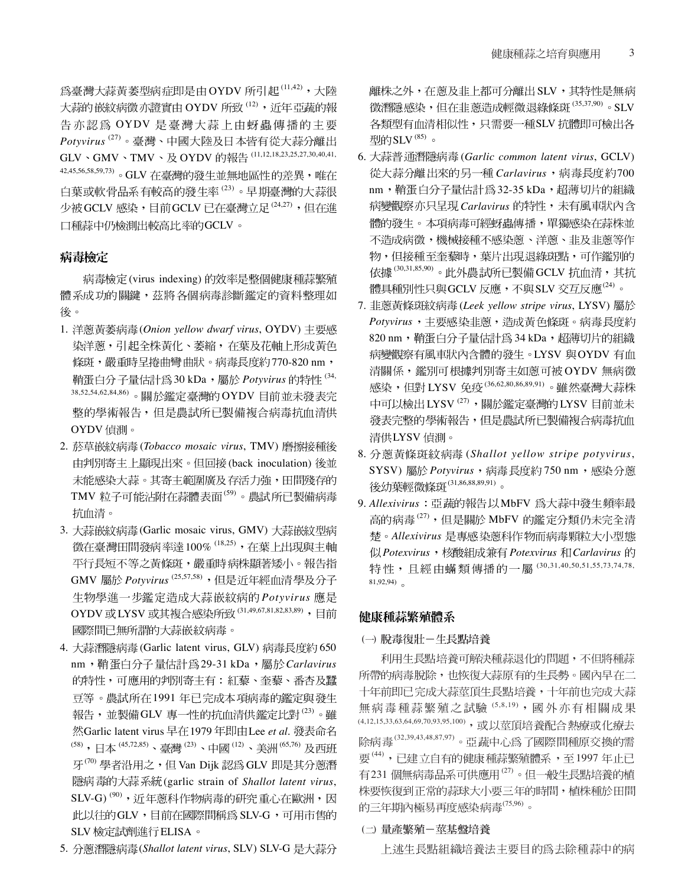爲臺灣大蒜黃萎型病症即是由OYDV 所引起[11,42]，大陸大蒜的嵌紋病徵亦證實由OYDV 所致[12]，近年亞蔬的報告亦認爲OYDV 是臺灣大蒜上由蚜蟲傳播的主要 *Potyvirus*[27]。臺灣、中國大陸及日本皆有從大蒜分離出GLV、GMV、TMV、及OYDV 的報告[11,12,18,23,25,27,30,40,41,42,45,56,58,59,73]。GLV 在臺灣的發生並無地區性的差異，唯在白葉或軟骨品系有較高的發生率[23]。早期臺灣的大蒜很少被GCLV 感染，目前GCLV 已在臺灣立足[24,27]，但在進口種蒜中仍檢測出較高比率的GCLV。

## 病毒檢定

病毒檢定(virus indexing) 的效率是整個健康種蒜繁殖體系成功的關鍵，茲將各個病毒診斷鑑定的資料整理如後。

1. 洋蔥黃萎病毒(*Onion yellow dwarf virus*, OYDV) 主要感染洋蔥，引起全株黃化、萎縮，在葉及花軸上形成黃色條斑，嚴重時呈捲曲彎曲狀。病毒長度約770-820 nm，鞘蛋白分子量估計爲30 kDa，屬於 *Potyvirus* 的特性[34,38,52,54,62,84,86]。關於鑑定臺灣的OYDV 目前並未發表完整的學術報告，但是農試所已製備複合病毒抗血清供OYDV 偵測。
2. 菸草嵌紋病毒(*Tobacco mosaic virus*, TMV) 磨擦接種後由判別寄主上顯現出來。但回接(back inoculation) 後並未能感染大蒜。其寄主範圍廣及存活力強，田間殘存的TMV 粒子可能沾附在蒜體表面[59]。農試所已製備病毒抗血清。
3. 大蒜嵌紋病毒(Garlic mosaic virus, GMV) 大蒜嵌紋型病徵在臺灣田間發病率達100%[18,25]，在葉上出現與主軸平行長短不等之黃條斑，嚴重時病株顯著矮小。報告指GMV 屬於 *Potyvirus*[25,57,58]，但是近年經血清學及分子生物學進一步鑑定造成大蒜嵌紋病的 *Potyvirus* 應是OYDV 或LYSV 或其複合感染所致[31,49,67,81,82,83,89]，目前國際間已無所謂的大蒜嵌紋病毒。
4. 大蒜潛隱病毒(Garlic latent virus, GLV) 病毒長度約650 nm，鞘蛋白分子量估計爲29-31 kDa，屬於 *Carlavirus* 的特性，可應用的判別寄主有：紅藜、奎藜、番杏及蠶豆等。農試所在1991 年已完成本項病毒的鑑定與發生報告，並製備GLV 專一性的抗血清供鑑定比對[23]。雖然Garlic latent virus 早在1979 年即由Lee *et al.* 發表命名[58]，日本[45,72,85]、臺灣[23]、中國[12]、美洲[65,76] 及西班牙[70] 學者沿用之，但Van Dijk 認爲GLV 即是其分蔥潛隱病毒的大蒜系統(garlic strain of *Shallot latent virus*, SLV-G)[90]，近年蔥科作物病毒的研究重心在歐洲，因此以往的GLV，目前在國際間稱爲SLV-G，可用市售的SLV 檢定試劑進行ELISA。
5. 分蔥潛隱病毒(*Shallot latent virus*, SLV) SLV-G 是大蒜分離株之外，在蔥及韭上都可分離出SLV，其特性是無病徵潛隱感染，但在韭蔥造成輕微退綠條斑[35,37,90]。SLV 各類型有血清相似性，只需要一種SLV 抗體即可檢出各型的SLV[85]。
6. 大蒜普通潛隱病毒(*Garlic common latent virus*, GCLV) 從大蒜分離出來的另一種 *Carlavirus*，病毒長度約700 nm，鞘蛋白分子量估計爲32-35 kDa，超薄切片的組織病變觀察亦只呈現 *Carlavirus* 的特性，未有風車狀內含體的發生。本項病毒可經蚜蟲傳播，單獨感染在蒜株並不造成病徵，機械接種不感染蔥、洋蔥、韭及韭蔥等作物，但接種至奎藜時，葉片出現退綠斑點，可作鑑別的依據[30,31,85,90]。此外農試所已製備GCLV 抗血清，其抗體具種別性只與GCLV 反應，不與SLV 交互反應[24]。
7. 韭蔥黃條斑紋病毒(*Leek yellow stripe virus*, LYSV) 屬於 *Potyvirus*，主要感染韭蔥，造成黃色條斑。病毒長度約820 nm，鞘蛋白分子量估計爲34 kDa，超薄切片的組織病變觀察有風車狀內含體的發生。LYSV 與OYDV 有血清關係，鑑別可根據判別寄主如蔥可被OYDV 無病徵感染，但對LYSV 免疫[36,62,80,86,89,91]。雖然臺灣大蒜株中可以檢出LYSV[27]，關於鑑定臺灣的LYSV 目前並未發表完整的學術報告，但是農試所已製備複合病毒抗血清供LYSV 偵測。
8. 分蔥黃條斑紋病毒(*Shallot yellow stripe potyvirus*, SYSV) 屬於 *Potyvirus*，病毒長度約750 nm，感染分蔥後幼葉輕微條斑[31,86,88,89,91]。
9. *Allexivirus*：亞蔬的報告以MbFV 爲大蒜中發生頻率最高的病毒[27]，但是關於MbFV 的鑑定分類仍未完全清楚。*Allexivirus* 是專感染蔥科作物而病毒顆粒大小型態似 *Potexvirus*，核酸組成兼有 *Potexvirus* 和 *Carlavirus* 的特性，且經由蟎類傳播的一屬[30,31,40,50,51,55,73,74,78,81,92,94]。

## 健康種蒜繁殖體系

### (一) 脫毒復壯－生長點培養

利用生長點培養可解決種蒜退化的問題，不但將種蒜所帶的病毒脫除，也恢復大蒜原有的生長勢。國內早在二十年前即已完成大蒜莖頂生長點培養，十年前也完成大蒜無病毒種蒜繁殖之試驗[5,8,19]，國外亦有相關成果[4,12,15,33,63,64,69,70,93,95,100]，或以莖頂培養配合熱療或化療去除病毒[32,39,43,48,87,97]。亞蔬中心爲了國際間種原交換的需要[44]，已建立自有的健康種蒜繁殖體系，至1997 年止已有231 個無病毒品系可供應用[27]。但一般生長點培養的植株要恢復到正常的蒜球大小要三年的時間，植株種於田間的三年期內極易再度感染病毒[75,96]。

### (二) 量產繁殖－莖基盤培養

上述生長點組織培養法主要目的爲去除種蒜中的病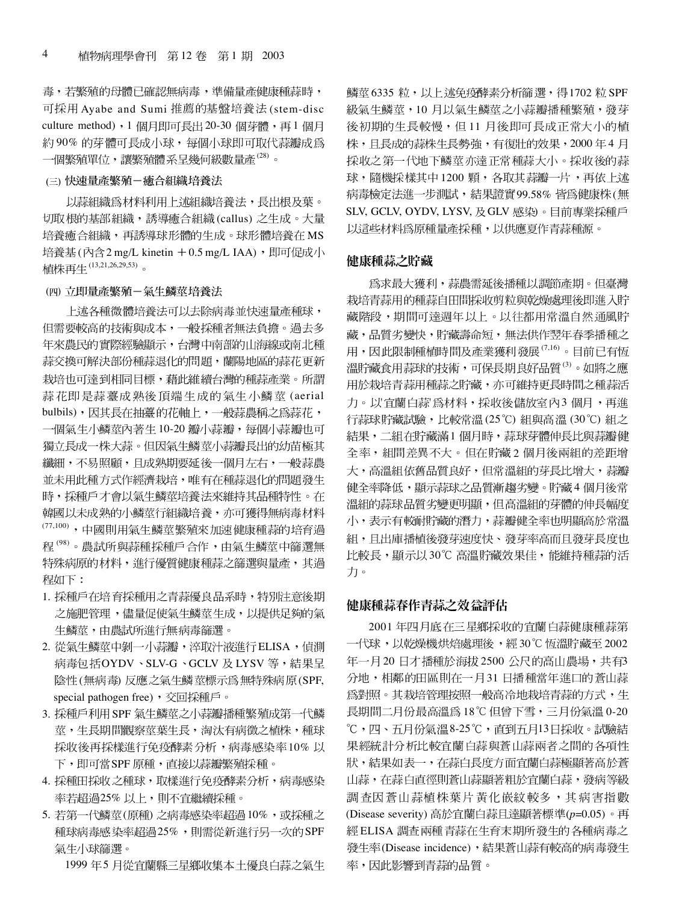毒，若繁殖的母體已確認無病毒，準備量產健康種蒜時，可採用 Ayabe and Sumi 推薦的基盤培養法 (stem-disc culture method)，1 個月即可長出 20-30 個芽體，再 1 個月約 90% 的芽體可長成小球，每個小球即可取代蒜瓣成為一個繁殖單位，讓繁殖體系呈幾何級數量產[28]。

#### (三) 快速量產繁殖－癒合組織培養法

以蒜組織為材料利用上述組織培養法，長出根及葉。切取根的基部組織，誘導癒合組織 (callus) 之生成。大量培養癒合組織，再誘導球形體的生成。球形體培養在 MS 培養基 (內含 2 mg/L kinetin ＋ 0.5 mg/L IAA)，即可促成小植株再生[13,21,26,29,53]。

#### (四) 立即量產繁殖－氣生鱗莖培養法

上述各種微體培養法可以去除病毒並快速量產種球，但需要較高的技術與成本，一般採種者無法負擔。過去多年來農民的實際經驗顯示，台灣中南部的山海線或南北種蒜交換可解決部份種蒜退化的問題，蘭陽地區的蒜花更新栽培也可達到相同目標，藉此維續台灣的種蒜產業。所謂蒜花即是蒜薹成熟後頂端生成的氣生小鱗莖 (aerial bulbils)，因其長在抽薹的花軸上，一般蒜農稱之為蒜花，一個氣生小鱗莖內著生 10-20 瓣小蒜瓣，每個小蒜瓣也可獨立長成一株大蒜。但因氣生鱗莖小蒜瓣長出的幼苗極其纖細，不易照顧，且成熟期要延後一個月左右，一般蒜農並未用此種方式作經濟栽培，唯有在種蒜退化的問題發生時，採種戶才會以氣生鱗莖培養法來維持其品種特性。在韓國以未成熟的小鱗莖行組織培養，亦可獲得無病毒材料[77,100]，中國則用氣生鱗莖繁殖來加速健康種蒜的培育過程[98]。農試所與蒜種採種戶合作，由氣生鱗莖中篩選無特殊病原的材料，進行優質健康種蒜之篩選與量產，其過程如下：

1. 採種戶在培育採種用之青蒜優良品系時，特別注意後期之施肥管理，儘量促使氣生鱗莖生成，以提供足夠的氣生鱗莖，由農試所進行無病毒篩選。
2. 從氣生鱗莖中剝一小蒜瓣，淬取汁液進行 ELISA，偵測病毒包括 OYDV、SLV-G、GCLV 及 LYSV 等，結果呈陰性 (無病毒) 反應之氣生鱗莖標示為無特殊病原 (SPF, special pathogen free)，交回採種戶。
3. 採種戶利用 SPF 氣生鱗莖之小蒜瓣播種繁殖成第一代鱗莖，生長期間觀察莖葉生長，淘汰有病徵之植株，種球採收後再採樣進行免疫酵素分析，病毒感染率 10% 以下，即可當 SPF 原種，直接以蒜瓣繁殖採種。
4. 採種田採收之種球，取樣進行免疫酵素分析，病毒感染率若超過 25% 以上，則不宜繼續採種。
5. 若第一代鱗莖 (原種) 之病毒感染率超過 10%，或採種之種球病毒感染率超過 25%，則需從新進行另一次的 SPF 氣生小球篩選。

1999 年 5 月從宜蘭縣三星鄉收集本土優良白蒜之氣生鱗莖 6335 粒，以上述免疫酵素分析篩選，得 1702 粒 SPF 級氣生鱗莖，10 月以氣生鱗莖之小蒜瓣播種繁殖，發芽後初期的生長較慢，但 11 月後即可長成正常大小的植株，且長成的蒜株生長勢強，有復壯的效果，2000 年 4 月採收之第一代地下鱗莖亦達正常種蒜大小。採收後的蒜球，隨機採樣其中 1200 顆，各取其蒜瓣一片，再依上述病毒檢定法進一步測試，結果證實 99.58% 皆為健康株 (無 SLV, GCLV, OYDV, LYSV, 及 GLV 感染)。目前專業採種戶以這些材料為原種量產採種，以供應夏作青蒜種源。

## 健康種蒜之貯藏

為求最大獲利，蒜農需延後播種以調節產期。但臺灣栽培青蒜用的種蒜自田間採收剪粒與乾燥處理後即進入貯藏階段，期間可達週年以上。以往都用常溫自然通風貯藏，品質劣變快，貯藏壽命短，無法供作翌年春季播種之用，因此限制種植時間及產業獲利發展[7,16]。目前已有恆溫貯藏食用蒜球的技術，可保長期良好品質[3]。如將之應用於栽培青蒜用種蒜之貯藏，亦可維持更長時間之種蒜活力。以'宜蘭白蒜'為材料，收穫後儲放室內 3 個月，再進行蒜球貯藏試驗，比較常溫 (25℃) 組與高溫 (30℃) 組之結果，二組在貯藏滿 1 個月時，蒜球芽體伸長比與蒜瓣健全率，組間差異不大。但在貯藏 2 個月後兩組的差距增大，高溫組依舊品質良好，但常溫組的芽長比增大，蒜瓣健全率降低，顯示蒜球之品質漸趨劣變。貯藏 4 個月後常溫組的蒜球品質劣變更明顯，但高溫組的芽體的伸長幅度小，表示有較耐貯藏的潛力，蒜瓣健全率也明顯高於常溫組，且出庫播植後發芽速度快、發芽率高而且發芽長度也比較長，顯示以 30℃ 高溫貯藏效果佳，能維持種蒜的活力。

## 健康種蒜春作青蒜之效益評估

2001 年四月底在三星鄉採收的宜蘭白蒜健康種蒜第一代球，以乾燥機烘焙處理後，經 30℃ 恆溫貯藏至 2002 年一月 20 日才播種於海拔 2500 公尺的高山農場，共有3分地，相鄰的田區則在一月 31 日播種當年進口的蒼山蒜為對照。其栽培管理按照一般高冷地栽培青蒜的方式，生長期間二月份最高溫為 18℃ 但曾下雪，三月份氣溫 0-20℃，四、五月份氣溫 8-25℃，直到五月13日採收。試驗結果經統計分析比較宜蘭白蒜與蒼山蒜兩者之間的各項性狀，結果如表一，在蒜白長度方面宜蘭白蒜極顯著高於蒼山蒜，在蒜白直徑則蒼山蒜顯著粗於宜蘭白蒜，發病等級調查因蒼山蒜植株葉片黃化嵌紋較多，其病害指數 (Disease severity) 高於宜蘭白蒜且達顯著標準 ($p$=0.05)。再經 ELISA 調查兩種青蒜在生育末期所發生的各種病毒之發生率 (Disease incidence)，結果蒼山蒜有較高的病毒發生率，因此影響到青蒜的品質。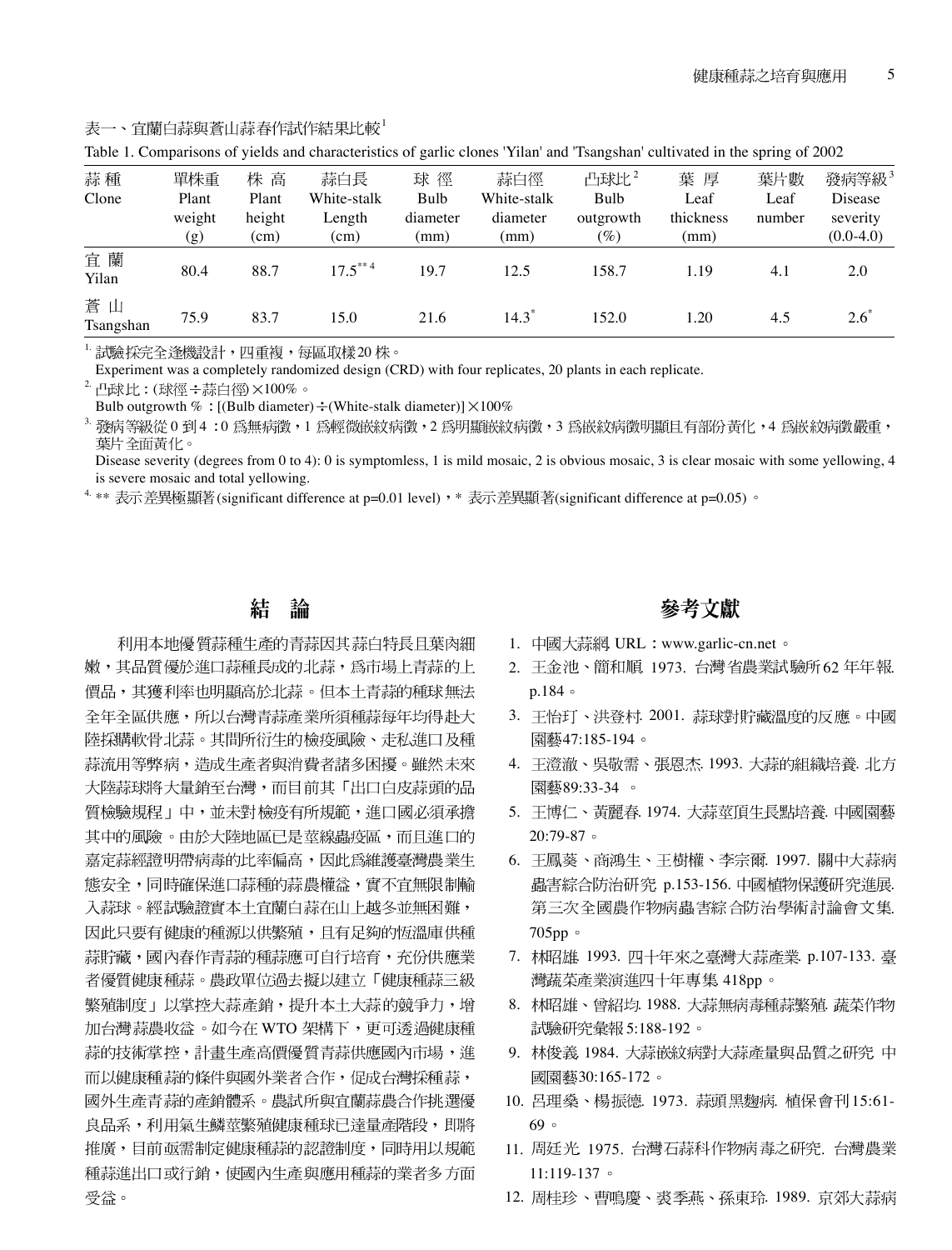表一、宜蘭白蒜與蒼山蒜春作試作結果比較[1]

Table 1. Comparisons of yields and characteristics of garlic clones 'Yilan' and 'Tsangshan' cultivated in the spring of 2002

| 蒜 種 Clone | 單株重 Plant weight (g) | 株 高 Plant height (cm) | 蒜白長 White-stalk Length (cm) | 球 徑 Bulb diameter (mm) | 蒜白徑 White-stalk diameter (mm) | 凸球比[2] Bulb outgrowth (%) | 葉 厚 Leaf thickness (mm) | 葉片數 Leaf number | 發病等級[3] Disease severity (0.0-4.0) |
|---|---|---|---|---|---|---|---|---|---|
| 宜 蘭 Yilan | 80.4 | 88.7 | 17.5** [4] | 19.7 | 12.5 | 158.7 | 1.19 | 4.1 | 2.0 |
| 蒼 山 Tsangshan | 75.9 | 83.7 | 15.0 | 21.6 | 14.3* | 152.0 | 1.20 | 4.5 | 2.6* |

[1] 試驗採完全逢機設計，四重複，每區取樣20株。
Experiment was a completely randomized design (CRD) with four replicates, 20 plants in each replicate.

[2] 凸球比：(球徑÷蒜白徑)×100%。
Bulb outgrowth %：[(Bulb diameter)÷(White-stalk diameter)]×100%

[3] 發病等級從0到4：0為無病徵，1為輕微嵌紋病徵，2為明顯嵌紋病徵，3為嵌紋病徵明顯且有部份黃化，4為嵌紋病徵嚴重，葉片全面黃化。
Disease severity (degrees from 0 to 4): 0 is symptomless, 1 is mild mosaic, 2 is obvious mosaic, 3 is clear mosaic with some yellowing, 4 is severe mosaic and total yellowing.

[4] ** 表示差異極顯著(significant difference at p=0.01 level)，* 表示差異顯著(significant difference at p=0.05)。

## 結　論

利用本地優質蒜種生產的青蒜因其蒜白特長且葉肉細嫩，其品質優於進口蒜種長成的北蒜，為市場上青蒜的上價品，其獲利率也明顯高於北蒜。但本土青蒜的種球無法全年全區供應，所以台灣青蒜產業所須種蒜每年均得赴大陸採購軟骨北蒜。其間所衍生的檢疫風險、走私進口及種蒜流用等弊病，造成生產者與消費者諸多困擾。雖然未來大陸蒜球將大量銷至台灣，而目前其「出口白皮蒜頭的品質檢驗規程」中，並未對檢疫有所規範，進口國必須承擔其中的風險。由於大陸地區已是莖線蟲疫區，而且進口的嘉定蒜經證明帶病毒的比率偏高，因此為維護臺灣農業生態安全，同時確保進口蒜種的蒜農權益，實不宜無限制輸入蒜球。經試驗證實本土宜蘭白蒜在山上越冬並無困難，因此只要有健康的種源以供繁殖，且有足夠的恆溫庫供種蒜貯藏，國內春作青蒜的種蒜應可自行培育，充份供應業者優質健康種蒜。農政單位過去擬以建立「健康種蒜三級繁殖制度」以掌控大蒜產銷，提升本土大蒜的競爭力，增加台灣蒜農收益。如今在WTO架構下，更可透過健康種蒜的技術掌控，計畫生產高價優質青蒜供應國內市場，進而以健康種蒜的條件與國外業者合作，促成台灣採種蒜，國外生產青蒜的產銷體系。農試所與宜蘭蒜農合作挑選優良品系，利用氣生鱗莖繁殖健康種球已達量產階段，即將推廣，目前亟需制定健康種蒜的認證制度，同時用以規範種蒜進出口或行銷，使國內生產與應用種蒜的業者多方面受益。

## 參考文獻

1. 中國大蒜網. URL：www.garlic-cn.net。
2. 王金池、簡和順. 1973. 台灣省農業試驗所62年年報. p.184。
3. 王怡玎、洪登村. 2001. 蒜球對貯藏溫度的反應。中國園藝47:185-194。
4. 王澄澈、吳敬需、張恩杰. 1993. 大蒜的組織培養. 北方園藝89:33-34 。
5. 王博仁、黃麗春. 1974. 大蒜莖頂生長點培養. 中國園藝20:79-87。
6. 王鳳葵、商鴻生、王樹權、李宗爾. 1997. 關中大蒜病蟲害綜合防治研究 p.153-156. 中國植物保護研究進展. 第三次全國農作物病蟲害綜合防治學術討論會文集. 705pp。
7. 林昭雄. 1993. 四十年來之臺灣大蒜產業. p.107-133. 臺灣蔬菜產業演進四十年專集 418pp。
8. 林昭雄、曾紹均. 1988. 大蒜無病毒種蒜繁殖. 蔬菜作物試驗研究彙報 5:188-192。
9. 林俊義. 1984. 大蒜嵌紋病對大蒜產量與品質之研究 中國園藝30:165-172。
10. 呂理燊、楊振德. 1973. 蒜頭黑麴病. 植保會刊15:61-69。
11. 周廷光 1975. 台灣石蒜科作物病毒之研究. 台灣農業11:119-137。
12. 周桂珍、曹鳴慶、裘季燕、孫東玲. 1989. 京郊大蒜病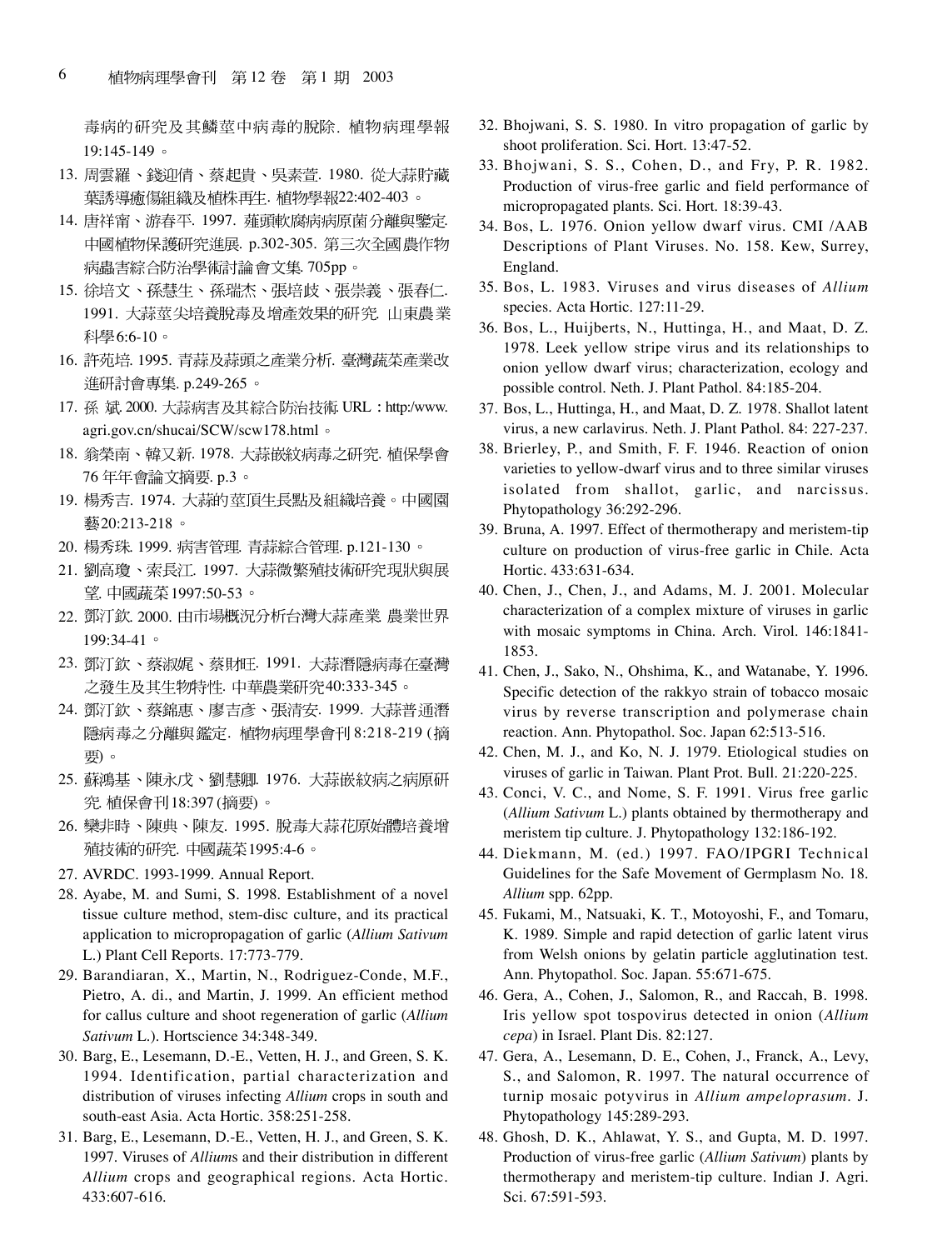毒病的研究及其鱗莖中病毒的脫除. 植物病理學報 19:145-149。

13. 周雲羅、錢迎倩、蔡起貴、吳素萱. 1980. 從大蒜貯藏葉誘導癒傷組織及植株再生. 植物學報22:402-403。
14. 唐祥甯、游春平. 1997. 薤頭軟腐病病原菌分離與鑒定. 中國植物保護研究進展. p.302-305. 第三次全國農作物病蟲害綜合防治學術討論會文集. 705pp。
15. 徐培文、孫慧生、孫瑞杰、張培歧、張崇義、張春仁. 1991. 大蒜莖尖培養脫毒及增產效果的研究. 山東農業科學6:6-10。
16. 許苑培. 1995. 青蒜及蒜頭之產業分析. 臺灣蔬菜產業改進研討會專集. p.249-265。
17. 孫 斌 2000. 大蒜病害及其綜合防治技術. URL：http:/www.agri.gov.cn/shucai/SCW/scw178.html。
18. 翁榮南、韓又新. 1978. 大蒜嵌紋病毒之研究. 植保學會76年年會論文摘要. p.3。
19. 楊秀吉. 1974. 大蒜的莖頂生長點及組織培養。中國園藝20:213-218。
20. 楊秀珠. 1999. 病害管理. 青蒜綜合管理. p.121-130。
21. 劉高瓊、索長江. 1997. 大蒜微繁殖技術研究現狀與展望. 中國蔬菜1997:50-53。
22. 鄧汀欽. 2000. 由市場概況分析台灣大蒜產業. 農業世界199:34-41。
23. 鄧汀欽、蔡淑娓、蔡財旺. 1991. 大蒜潛隱病毒在臺灣之發生及其生物特性. 中華農業研究40:333-345。
24. 鄧汀欽、蔡錦惠、廖吉彥、張清安. 1999. 大蒜普通潛隱病毒之分離與鑑定. 植物病理學會刊 8:218-219 (摘要)。
25. 蘇鴻基、陳永戊、劉慧卿. 1976. 大蒜嵌紋病之病原研究. 植保會刊18:397 (摘要)。
26. 欒非時、陳典、陳友. 1995. 脫毒大蒜花原始體培養增殖技術的研究. 中國蔬菜1995:4-6。
27. AVRDC. 1993-1999. Annual Report.
28. Ayabe, M. and Sumi, S. 1998. Establishment of a novel tissue culture method, stem-disc culture, and its practical application to micropropagation of garlic (*Allium Sativum* L.) Plant Cell Reports. 17:773-779.
29. Barandiaran, X., Martin, N., Rodriguez-Conde, M.F., Pietro, A. di., and Martin, J. 1999. An efficient method for callus culture and shoot regeneration of garlic (*Allium Sativum* L.). Hortscience 34:348-349.
30. Barg, E., Lesemann, D.-E., Vetten, H. J., and Green, S. K. 1994. Identification, partial characterization and distribution of viruses infecting *Allium* crops in south and south-east Asia. Acta Hortic. 358:251-258.
31. Barg, E., Lesemann, D.-E., Vetten, H. J., and Green, S. K. 1997. Viruses of *Allium*s and their distribution in different *Allium* crops and geographical regions. Acta Hortic. 433:607-616.
32. Bhojwani, S. S. 1980. In vitro propagation of garlic by shoot proliferation. Sci. Hort. 13:47-52.
33. Bhojwani, S. S., Cohen, D., and Fry, P. R. 1982. Production of virus-free garlic and field performance of micropropagated plants. Sci. Hort. 18:39-43.
34. Bos, L. 1976. Onion yellow dwarf virus. CMI /AAB Descriptions of Plant Viruses. No. 158. Kew, Surrey, England.
35. Bos, L. 1983. Viruses and virus diseases of *Allium* species. Acta Hortic. 127:11-29.
36. Bos, L., Huijberts, N., Huttinga, H., and Maat, D. Z. 1978. Leek yellow stripe virus and its relationships to onion yellow dwarf virus; characterization, ecology and possible control. Neth. J. Plant Pathol. 84:185-204.
37. Bos, L., Huttinga, H., and Maat, D. Z. 1978. Shallot latent virus, a new carlavirus. Neth. J. Plant Pathol. 84: 227-237.
38. Brierley, P., and Smith, F. F. 1946. Reaction of onion varieties to yellow-dwarf virus and to three similar viruses isolated from shallot, garlic, and narcissus. Phytopathology 36:292-296.
39. Bruna, A. 1997. Effect of thermotherapy and meristem-tip culture on production of virus-free garlic in Chile. Acta Hortic. 433:631-634.
40. Chen, J., Chen, J., and Adams, M. J. 2001. Molecular characterization of a complex mixture of viruses in garlic with mosaic symptoms in China. Arch. Virol. 146:1841-1853.
41. Chen, J., Sako, N., Ohshima, K., and Watanabe, Y. 1996. Specific detection of the rakkyo strain of tobacco mosaic virus by reverse transcription and polymerase chain reaction. Ann. Phytopathol. Soc. Japan 62:513-516.
42. Chen, M. J., and Ko, N. J. 1979. Etiological studies on viruses of garlic in Taiwan. Plant Prot. Bull. 21:220-225.
43. Conci, V. C., and Nome, S. F. 1991. Virus free garlic (*Allium Sativum* L.) plants obtained by thermotherapy and meristem tip culture. J. Phytopathology 132:186-192.
44. Diekmann, M. (ed.) 1997. FAO/IPGRI Technical Guidelines for the Safe Movement of Germplasm No. 18. *Allium* spp. 62pp.
45. Fukami, M., Natsuaki, K. T., Motoyoshi, F., and Tomaru, K. 1989. Simple and rapid detection of garlic latent virus from Welsh onions by gelatin particle agglutination test. Ann. Phytopathol. Soc. Japan. 55:671-675.
46. Gera, A., Cohen, J., Salomon, R., and Raccah, B. 1998. Iris yellow spot tospovirus detected in onion (*Allium cepa*) in Israel. Plant Dis. 82:127.
47. Gera, A., Lesemann, D. E., Cohen, J., Franck, A., Levy, S., and Salomon, R. 1997. The natural occurrence of turnip mosaic potyvirus in *Allium ampeloprasum*. J. Phytopathology 145:289-293.
48. Ghosh, D. K., Ahlawat, Y. S., and Gupta, M. D. 1997. Production of virus-free garlic (*Allium Sativum*) plants by thermotherapy and meristem-tip culture. Indian J. Agri. Sci. 67:591-593.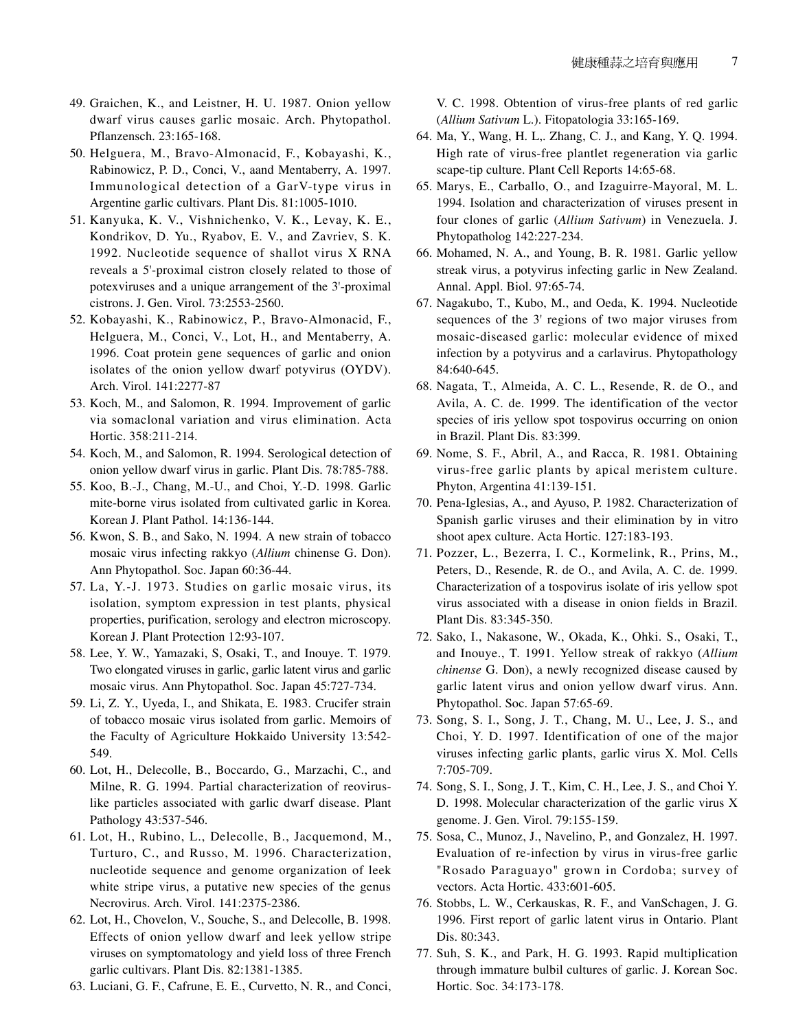49. Graichen, K., and Leistner, H. U. 1987. Onion yellow dwarf virus causes garlic mosaic. Arch. Phytopathol. Pflanzensch. 23:165-168.

50. Helguera, M., Bravo-Almonacid, F., Kobayashi, K., Rabinowicz, P. D., Conci, V., aand Mentaberry, A. 1997. Immunological detection of a GarV-type virus in Argentine garlic cultivars. Plant Dis. 81:1005-1010.

51. Kanyuka, K. V., Vishnichenko, V. K., Levay, K. E., Kondrikov, D. Yu., Ryabov, E. V., and Zavriev, S. K. 1992. Nucleotide sequence of shallot virus X RNA reveals a 5'-proximal cistron closely related to those of potexviruses and a unique arrangement of the 3'-proximal cistrons. J. Gen. Virol. 73:2553-2560.

52. Kobayashi, K., Rabinowicz, P., Bravo-Almonacid, F., Helguera, M., Conci, V., Lot, H., and Mentaberry, A. 1996. Coat protein gene sequences of garlic and onion isolates of the onion yellow dwarf potyvirus (OYDV). Arch. Virol. 141:2277-87

53. Koch, M., and Salomon, R. 1994. Improvement of garlic via somaclonal variation and virus elimination. Acta Hortic. 358:211-214.

54. Koch, M., and Salomon, R. 1994. Serological detection of onion yellow dwarf virus in garlic. Plant Dis. 78:785-788.

55. Koo, B.-J., Chang, M.-U., and Choi, Y.-D. 1998. Garlic mite-borne virus isolated from cultivated garlic in Korea. Korean J. Plant Pathol. 14:136-144.

56. Kwon, S. B., and Sako, N. 1994. A new strain of tobacco mosaic virus infecting rakkyo (*Allium* chinense G. Don). Ann Phytopathol. Soc. Japan 60:36-44.

57. La, Y.-J. 1973. Studies on garlic mosaic virus, its isolation, symptom expression in test plants, physical properties, purification, serology and electron microscopy. Korean J. Plant Protection 12:93-107.

58. Lee, Y. W., Yamazaki, S, Osaki, T., and Inouye. T. 1979. Two elongated viruses in garlic, garlic latent virus and garlic mosaic virus. Ann Phytopathol. Soc. Japan 45:727-734.

59. Li, Z. Y., Uyeda, I., and Shikata, E. 1983. Crucifer strain of tobacco mosaic virus isolated from garlic. Memoirs of the Faculty of Agriculture Hokkaido University 13:542-549.

60. Lot, H., Delecolle, B., Boccardo, G., Marzachi, C., and Milne, R. G. 1994. Partial characterization of reovirus-like particles associated with garlic dwarf disease. Plant Pathology 43:537-546.

61. Lot, H., Rubino, L., Delecolle, B., Jacquemond, M., Turturo, C., and Russo, M. 1996. Characterization, nucleotide sequence and genome organization of leek white stripe virus, a putative new species of the genus Necrovirus. Arch. Virol. 141:2375-2386.

62. Lot, H., Chovelon, V., Souche, S., and Delecolle, B. 1998. Effects of onion yellow dwarf and leek yellow stripe viruses on symptomatology and yield loss of three French garlic cultivars. Plant Dis. 82:1381-1385.

63. Luciani, G. F., Cafrune, E. E., Curvetto, N. R., and Conci, V. C. 1998. Obtention of virus-free plants of red garlic (*Allium Sativum* L.). Fitopatologia 33:165-169.

64. Ma, Y., Wang, H. L,. Zhang, C. J., and Kang, Y. Q. 1994. High rate of virus-free plantlet regeneration via garlic scape-tip culture. Plant Cell Reports 14:65-68.

65. Marys, E., Carballo, O., and Izaguirre-Mayoral, M. L. 1994. Isolation and characterization of viruses present in four clones of garlic (*Allium Sativum*) in Venezuela. J. Phytopatholog 142:227-234.

66. Mohamed, N. A., and Young, B. R. 1981. Garlic yellow streak virus, a potyvirus infecting garlic in New Zealand. Annal. Appl. Biol. 97:65-74.

67. Nagakubo, T., Kubo, M., and Oeda, K. 1994. Nucleotide sequences of the 3' regions of two major viruses from mosaic-diseased garlic: molecular evidence of mixed infection by a potyvirus and a carlavirus. Phytopathology 84:640-645.

68. Nagata, T., Almeida, A. C. L., Resende, R. de O., and Avila, A. C. de. 1999. The identification of the vector species of iris yellow spot tospovirus occurring on onion in Brazil. Plant Dis. 83:399.

69. Nome, S. F., Abril, A., and Racca, R. 1981. Obtaining virus-free garlic plants by apical meristem culture. Phyton, Argentina 41:139-151.

70. Pena-Iglesias, A., and Ayuso, P. 1982. Characterization of Spanish garlic viruses and their elimination by in vitro shoot apex culture. Acta Hortic. 127:183-193.

71. Pozzer, L., Bezerra, I. C., Kormelink, R., Prins, M., Peters, D., Resende, R. de O., and Avila, A. C. de. 1999. Characterization of a tospovirus isolate of iris yellow spot virus associated with a disease in onion fields in Brazil. Plant Dis. 83:345-350.

72. Sako, I., Nakasone, W., Okada, K., Ohki. S., Osaki, T., and Inouye., T. 1991. Yellow streak of rakkyo (*Allium chinense* G. Don), a newly recognized disease caused by garlic latent virus and onion yellow dwarf virus. Ann. Phytopathol. Soc. Japan 57:65-69.

73. Song, S. I., Song, J. T., Chang, M. U., Lee, J. S., and Choi, Y. D. 1997. Identification of one of the major viruses infecting garlic plants, garlic virus X. Mol. Cells 7:705-709.

74. Song, S. I., Song, J. T., Kim, C. H., Lee, J. S., and Choi Y. D. 1998. Molecular characterization of the garlic virus X genome. J. Gen. Virol. 79:155-159.

75. Sosa, C., Munoz, J., Navelino, P., and Gonzalez, H. 1997. Evaluation of re-infection by virus in virus-free garlic "Rosado Paraguayo" grown in Cordoba; survey of vectors. Acta Hortic. 433:601-605.

76. Stobbs, L. W., Cerkauskas, R. F., and VanSchagen, J. G. 1996. First report of garlic latent virus in Ontario. Plant Dis. 80:343.

77. Suh, S. K., and Park, H. G. 1993. Rapid multiplication through immature bulbil cultures of garlic. J. Korean Soc. Hortic. Soc. 34:173-178.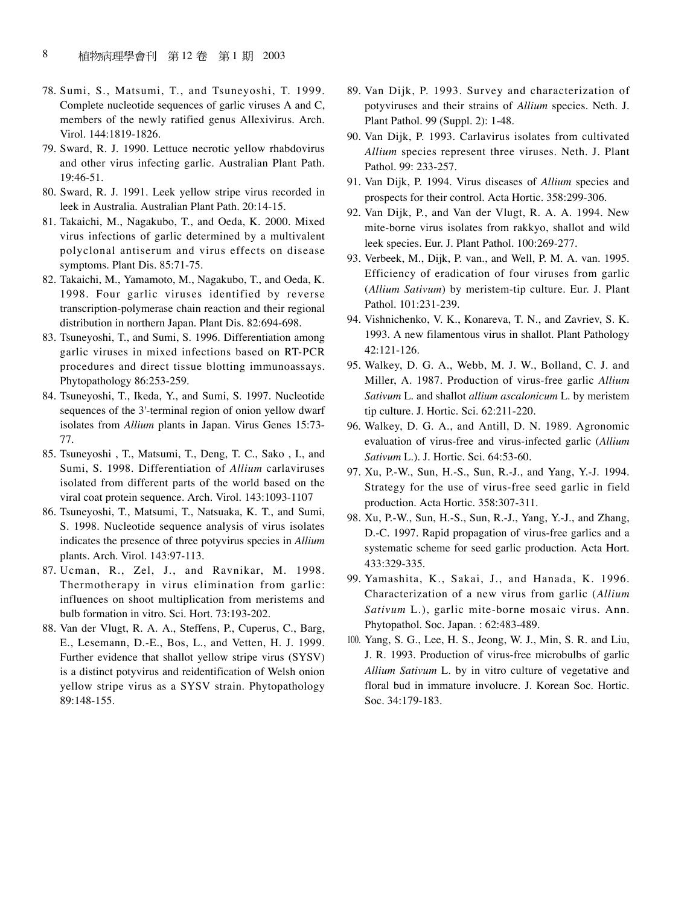78. Sumi, S., Matsumi, T., and Tsuneyoshi, T. 1999. Complete nucleotide sequences of garlic viruses A and C, members of the newly ratified genus Allexivirus. Arch. Virol. 144:1819-1826.
79. Sward, R. J. 1990. Lettuce necrotic yellow rhabdovirus and other virus infecting garlic. Australian Plant Path. 19:46-51.
80. Sward, R. J. 1991. Leek yellow stripe virus recorded in leek in Australia. Australian Plant Path. 20:14-15.
81. Takaichi, M., Nagakubo, T., and Oeda, K. 2000. Mixed virus infections of garlic determined by a multivalent polyclonal antiserum and virus effects on disease symptoms. Plant Dis. 85:71-75.
82. Takaichi, M., Yamamoto, M., Nagakubo, T., and Oeda, K. 1998. Four garlic viruses identified by reverse transcription-polymerase chain reaction and their regional distribution in northern Japan. Plant Dis. 82:694-698.
83. Tsuneyoshi, T., and Sumi, S. 1996. Differentiation among garlic viruses in mixed infections based on RT-PCR procedures and direct tissue blotting immunoassays. Phytopathology 86:253-259.
84. Tsuneyoshi, T., Ikeda, Y., and Sumi, S. 1997. Nucleotide sequences of the 3'-terminal region of onion yellow dwarf isolates from *Allium* plants in Japan. Virus Genes 15:73-77.
85. Tsuneyoshi , T., Matsumi, T., Deng, T. C., Sako , I., and Sumi, S. 1998. Differentiation of *Allium* carlaviruses isolated from different parts of the world based on the viral coat protein sequence. Arch. Virol. 143:1093-1107
86. Tsuneyoshi, T., Matsumi, T., Natsuaka, K. T., and Sumi, S. 1998. Nucleotide sequence analysis of virus isolates indicates the presence of three potyvirus species in *Allium* plants. Arch. Virol. 143:97-113.
87. Ucman, R., Zel, J., and Ravnikar, M. 1998. Thermotherapy in virus elimination from garlic: influences on shoot multiplication from meristems and bulb formation in vitro. Sci. Hort. 73:193-202.
88. Van der Vlugt, R. A. A., Steffens, P., Cuperus, C., Barg, E., Lesemann, D.-E., Bos, L., and Vetten, H. J. 1999. Further evidence that shallot yellow stripe virus (SYSV) is a distinct potyvirus and reidentification of Welsh onion yellow stripe virus as a SYSV strain. Phytopathology 89:148-155.
89. Van Dijk, P. 1993. Survey and characterization of potyviruses and their strains of *Allium* species. Neth. J. Plant Pathol. 99 (Suppl. 2): 1-48.
90. Van Dijk, P. 1993. Carlavirus isolates from cultivated *Allium* species represent three viruses. Neth. J. Plant Pathol. 99: 233-257.
91. Van Dijk, P. 1994. Virus diseases of *Allium* species and prospects for their control. Acta Hortic. 358:299-306.
92. Van Dijk, P., and Van der Vlugt, R. A. A. 1994. New mite-borne virus isolates from rakkyo, shallot and wild leek species. Eur. J. Plant Pathol. 100:269-277.
93. Verbeek, M., Dijk, P. van., and Well, P. M. A. van. 1995. Efficiency of eradication of four viruses from garlic (*Allium Sativum*) by meristem-tip culture. Eur. J. Plant Pathol. 101:231-239.
94. Vishnichenko, V. K., Konareva, T. N., and Zavriev, S. K. 1993. A new filamentous virus in shallot. Plant Pathology 42:121-126.
95. Walkey, D. G. A., Webb, M. J. W., Bolland, C. J. and Miller, A. 1987. Production of virus-free garlic *Allium Sativum* L. and shallot *allium ascalonicum* L. by meristem tip culture. J. Hortic. Sci. 62:211-220.
96. Walkey, D. G. A., and Antill, D. N. 1989. Agronomic evaluation of virus-free and virus-infected garlic (*Allium Sativum* L.). J. Hortic. Sci. 64:53-60.
97. Xu, P.-W., Sun, H.-S., Sun, R.-J., and Yang, Y.-J. 1994. Strategy for the use of virus-free seed garlic in field production. Acta Hortic. 358:307-311.
98. Xu, P.-W., Sun, H.-S., Sun, R.-J., Yang, Y.-J., and Zhang, D.-C. 1997. Rapid propagation of virus-free garlics and a systematic scheme for seed garlic production. Acta Hort. 433:329-335.
99. Yamashita, K., Sakai, J., and Hanada, K. 1996. Characterization of a new virus from garlic (*Allium Sativum* L.), garlic mite-borne mosaic virus. Ann. Phytopathol. Soc. Japan. : 62:483-489.
100. Yang, S. G., Lee, H. S., Jeong, W. J., Min, S. R. and Liu, J. R. 1993. Production of virus-free microbulbs of garlic *Allium Sativum* L. by in vitro culture of vegetative and floral bud in immature involucre. J. Korean Soc. Hortic. Soc. 34:179-183.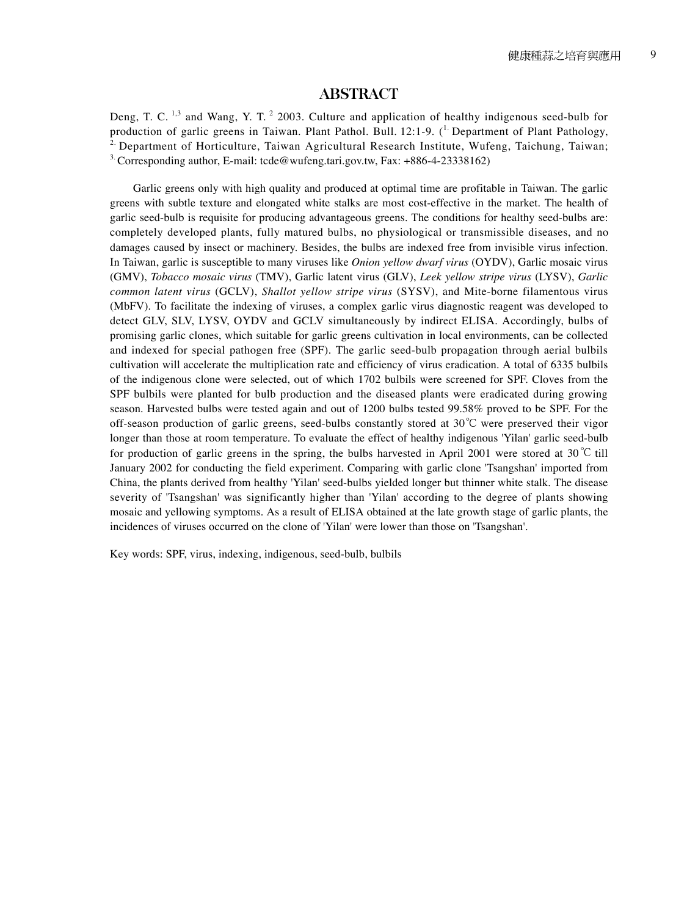# ABSTRACT

Deng, T. C. [1,3] and Wang, Y. T. [2] 2003. Culture and application of healthy indigenous seed-bulb for production of garlic greens in Taiwan. Plant Pathol. Bull. 12:1-9. ([1.] Department of Plant Pathology, [2.] Department of Horticulture, Taiwan Agricultural Research Institute, Wufeng, Taichung, Taiwan; [3.] Corresponding author, E-mail: tcde@wufeng.tari.gov.tw, Fax: +886-4-23338162)

Garlic greens only with high quality and produced at optimal time are profitable in Taiwan. The garlic greens with subtle texture and elongated white stalks are most cost-effective in the market. The health of garlic seed-bulb is requisite for producing advantageous greens. The conditions for healthy seed-bulbs are: completely developed plants, fully matured bulbs, no physiological or transmissible diseases, and no damages caused by insect or machinery. Besides, the bulbs are indexed free from invisible virus infection. In Taiwan, garlic is susceptible to many viruses like *Onion yellow dwarf virus* (OYDV), Garlic mosaic virus (GMV), *Tobacco mosaic virus* (TMV), Garlic latent virus (GLV), *Leek yellow stripe virus* (LYSV), *Garlic common latent virus* (GCLV), *Shallot yellow stripe virus* (SYSV), and Mite-borne filamentous virus (MbFV). To facilitate the indexing of viruses, a complex garlic virus diagnostic reagent was developed to detect GLV, SLV, LYSV, OYDV and GCLV simultaneously by indirect ELISA. Accordingly, bulbs of promising garlic clones, which suitable for garlic greens cultivation in local environments, can be collected and indexed for special pathogen free (SPF). The garlic seed-bulb propagation through aerial bulbils cultivation will accelerate the multiplication rate and efficiency of virus eradication. A total of 6335 bulbils of the indigenous clone were selected, out of which 1702 bulbils were screened for SPF. Cloves from the SPF bulbils were planted for bulb production and the diseased plants were eradicated during growing season. Harvested bulbs were tested again and out of 1200 bulbs tested 99.58% proved to be SPF. For the off-season production of garlic greens, seed-bulbs constantly stored at 30℃ were preserved their vigor longer than those at room temperature. To evaluate the effect of healthy indigenous 'Yilan' garlic seed-bulb for production of garlic greens in the spring, the bulbs harvested in April 2001 were stored at 30℃ till January 2002 for conducting the field experiment. Comparing with garlic clone 'Tsangshan' imported from China, the plants derived from healthy 'Yilan' seed-bulbs yielded longer but thinner white stalk. The disease severity of 'Tsangshan' was significantly higher than 'Yilan' according to the degree of plants showing mosaic and yellowing symptoms. As a result of ELISA obtained at the late growth stage of garlic plants, the incidences of viruses occurred on the clone of 'Yilan' were lower than those on 'Tsangshan'.

Key words: SPF, virus, indexing, indigenous, seed-bulb, bulbils